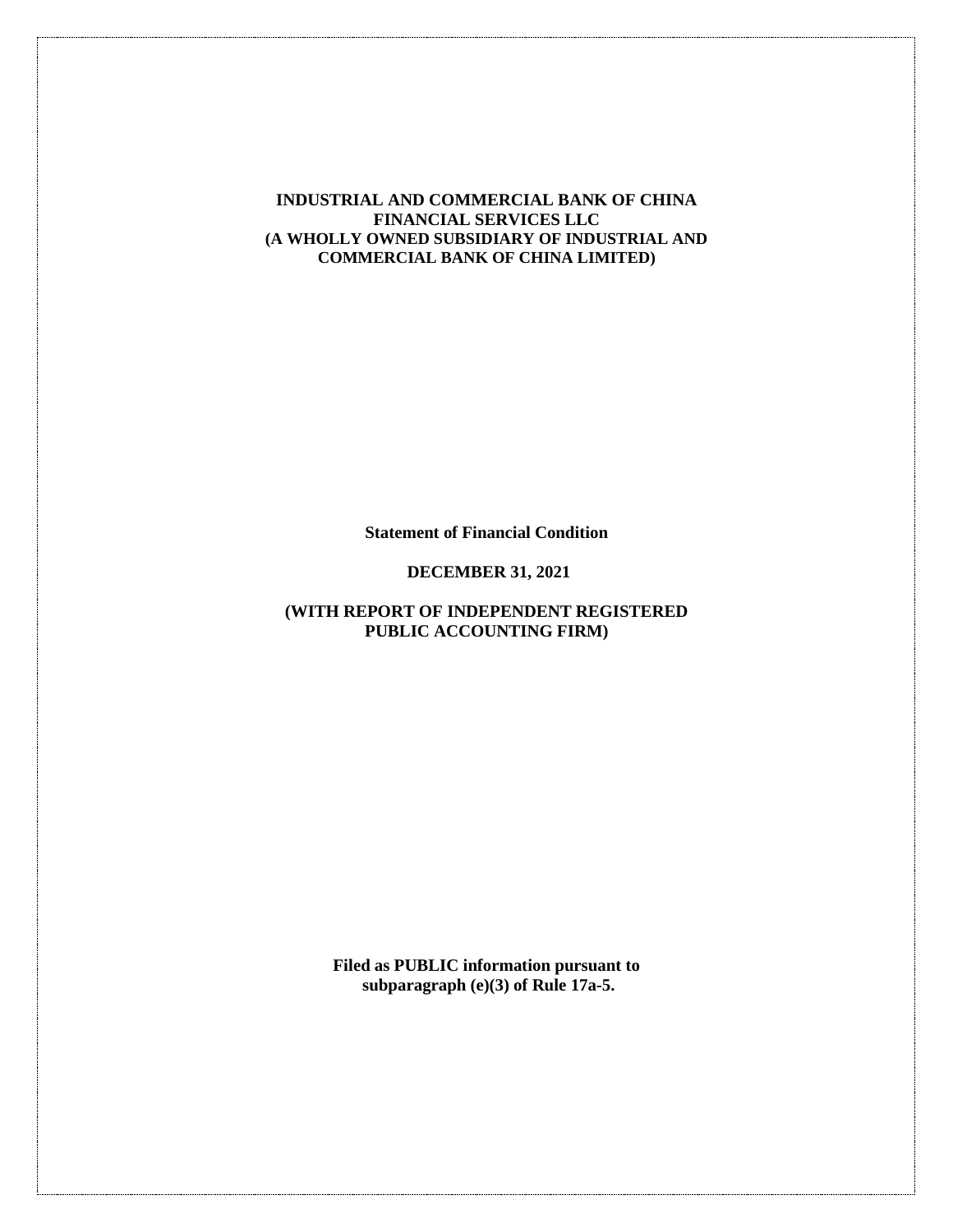**INDUSTRIAL AND COMMERCIAL BANK OF CHINA FINANCIAL SERVICES LLC (A WHOLLY OWNED SUBSIDIARY OF INDUSTRIAL AND COMMERCIAL BANK OF CHINA LIMITED)**

**Statement of Financial Condition**

**DECEMBER 31, 2021**

**(WITH REPORT OF INDEPENDENT REGISTERED PUBLIC ACCOUNTING FIRM)**

**Filed as PUBLIC information pursuant to subparagraph (e)(3) of Rule 17a-5.**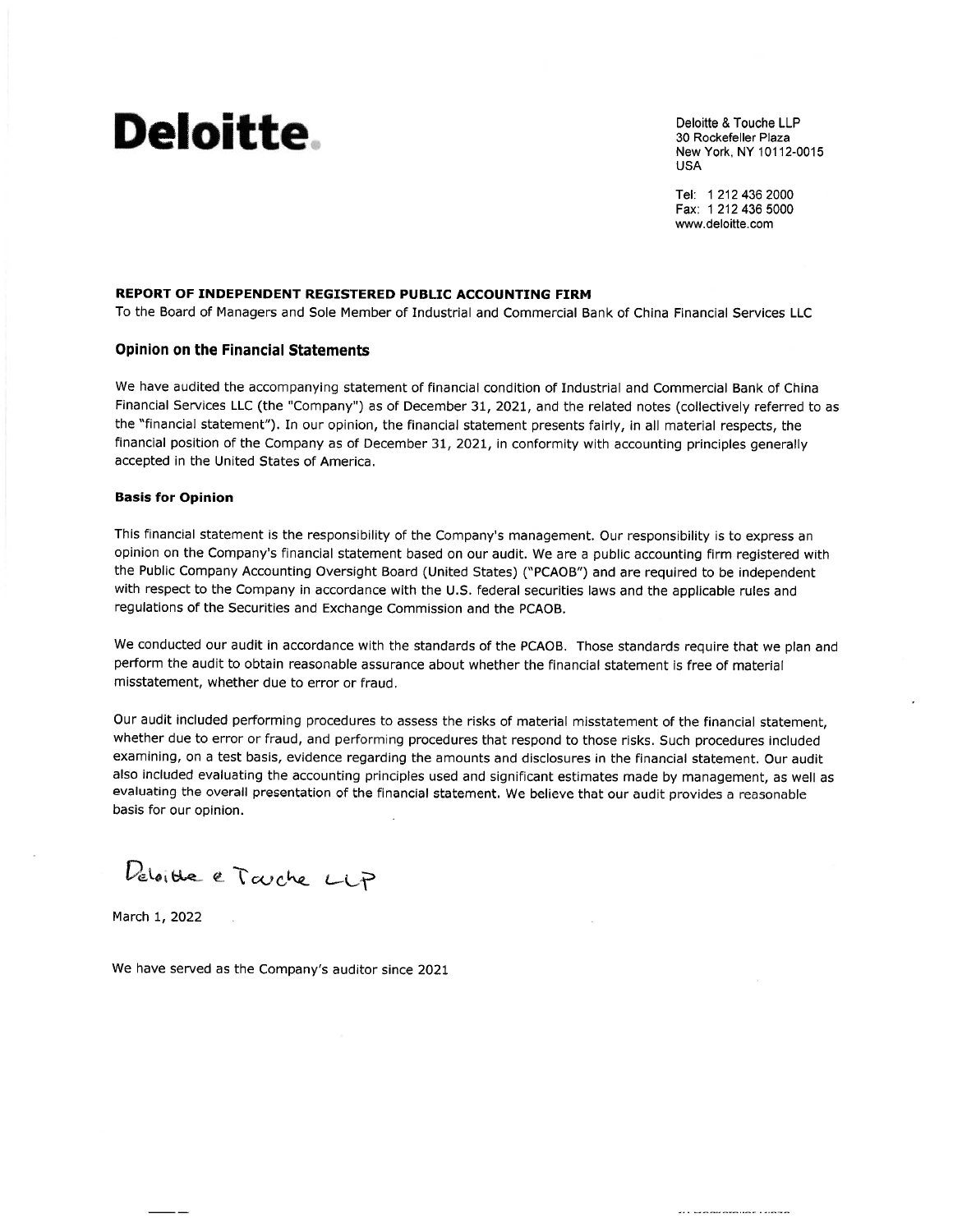# Deloitte.

Deloitte & Touche LLP
30 Rockefeller Plaza
New York, NY 10112-0015
USA

Tel: 1 212 436 2000
Fax: 1 212 436 5000
www.deloitte.com

**REPORT OF INDEPENDENT REGISTERED PUBLIC ACCOUNTING FIRM**

To the Board of Managers and Sole Member of Industrial and Commercial Bank of China Financial Services LLC

## Opinion on the Financial Statements

We have audited the accompanying statement of financial condition of Industrial and Commercial Bank of China Financial Services LLC (the "Company") as of December 31, 2021, and the related notes (collectively referred to as the "financial statement"). In our opinion, the financial statement presents fairly, in all material respects, the financial position of the Company as of December 31, 2021, in conformity with accounting principles generally accepted in the United States of America.

### Basis for Opinion

This financial statement is the responsibility of the Company's management. Our responsibility is to express an opinion on the Company's financial statement based on our audit. We are a public accounting firm registered with the Public Company Accounting Oversight Board (United States) ("PCAOB") and are required to be independent with respect to the Company in accordance with the U.S. federal securities laws and the applicable rules and regulations of the Securities and Exchange Commission and the PCAOB.

We conducted our audit in accordance with the standards of the PCAOB. Those standards require that we plan and perform the audit to obtain reasonable assurance about whether the financial statement is free of material misstatement, whether due to error or fraud.

Our audit included performing procedures to assess the risks of material misstatement of the financial statement, whether due to error or fraud, and performing procedures that respond to those risks. Such procedures included examining, on a test basis, evidence regarding the amounts and disclosures in the financial statement. Our audit also included evaluating the accounting principles used and significant estimates made by management, as well as evaluating the overall presentation of the financial statement. We believe that our audit provides a reasonable basis for our opinion.

Deloitte & Touche LLP

March 1, 2022

We have served as the Company's auditor since 2021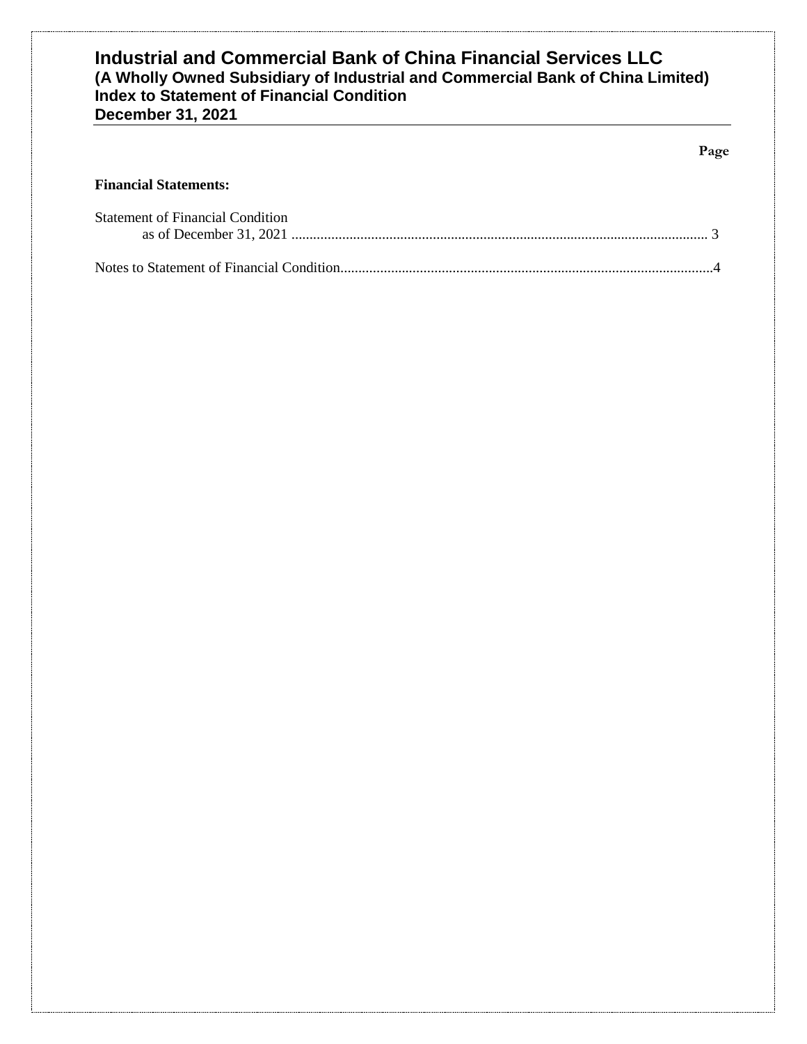# Industrial and Commercial Bank of China Financial Services LLC
**(A Wholly Owned Subsidiary of Industrial and Commercial Bank of China Limited)**
**Index to Statement of Financial Condition**
**December 31, 2021**

| | Page |
|---|---|
| **Financial Statements:** | |
| Statement of Financial Condition as of December 31, 2021 | 3 |
| Notes to Statement of Financial Condition | 4 |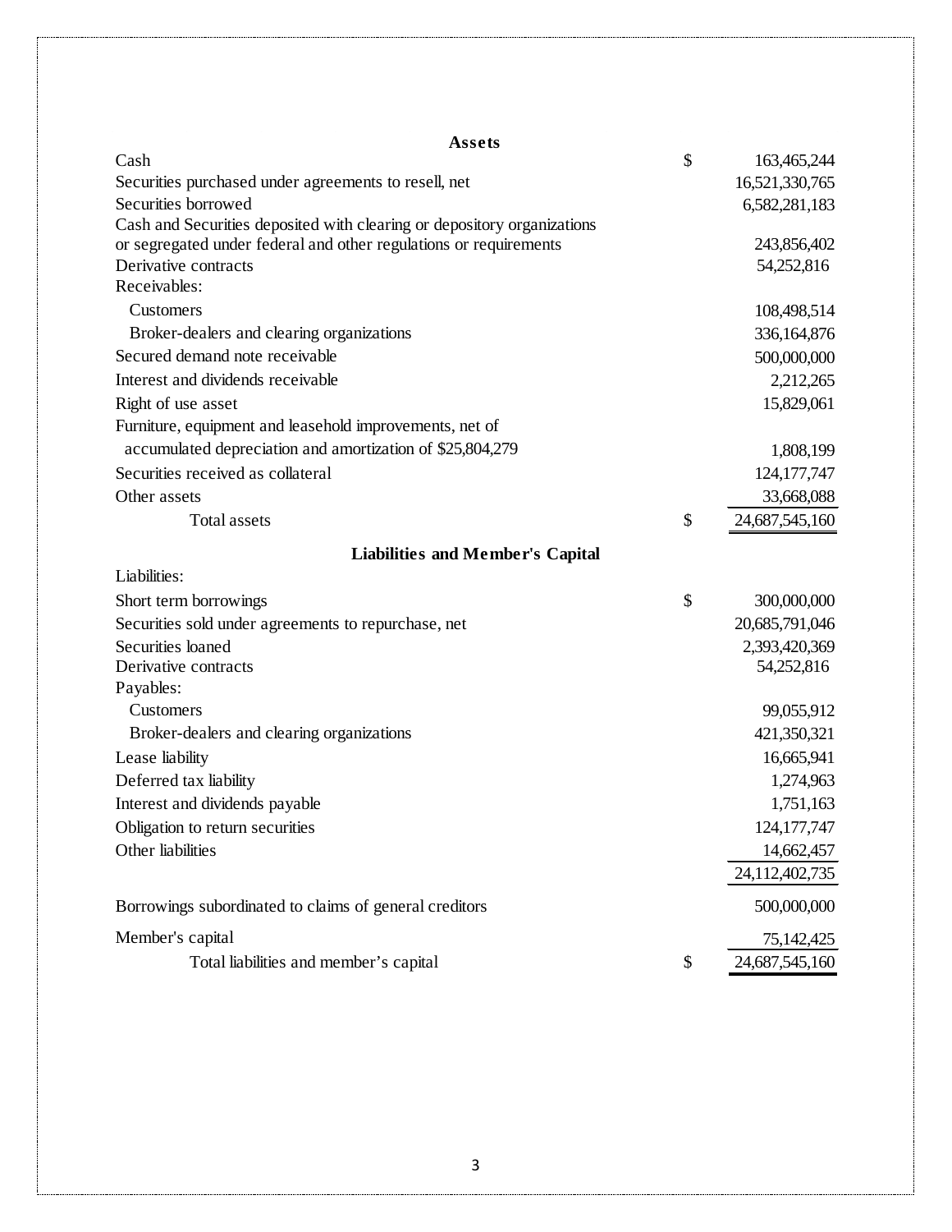| **Assets** | | |
|---|---|---|
| Cash | $ | 163,465,244 |
| Securities purchased under agreements to resell, net | | 16,521,330,765 |
| Securities borrowed | | 6,582,281,183 |
| Cash and Securities deposited with clearing or depository organizations or segregated under federal and other regulations or requirements | | 243,856,402 |
| Derivative contracts | | 54,252,816 |
| Receivables: | | |
| Customers | | 108,498,514 |
| Broker-dealers and clearing organizations | | 336,164,876 |
| Secured demand note receivable | | 500,000,000 |
| Interest and dividends receivable | | 2,212,265 |
| Right of use asset | | 15,829,061 |
| Furniture, equipment and leasehold improvements, net of accumulated depreciation and amortization of $25,804,279 | | 1,808,199 |
| Securities received as collateral | | 124,177,747 |
| Other assets | | 33,668,088 |
| Total assets | $ | 24,687,545,160 |
| **Liabilities and Member's Capital** | | |
| Liabilities: | | |
| Short term borrowings | $ | 300,000,000 |
| Securities sold under agreements to repurchase, net | | 20,685,791,046 |
| Securities loaned | | 2,393,420,369 |
| Derivative contracts | | 54,252,816 |
| Payables: | | |
| Customers | | 99,055,912 |
| Broker-dealers and clearing organizations | | 421,350,321 |
| Lease liability | | 16,665,941 |
| Deferred tax liability | | 1,274,963 |
| Interest and dividends payable | | 1,751,163 |
| Obligation to return securities | | 124,177,747 |
| Other liabilities | | 14,662,457 |
| | | 24,112,402,735 |
| Borrowings subordinated to claims of general creditors | | 500,000,000 |
| Member's capital | | 75,142,425 |
| Total liabilities and member's capital | $ | 24,687,545,160 |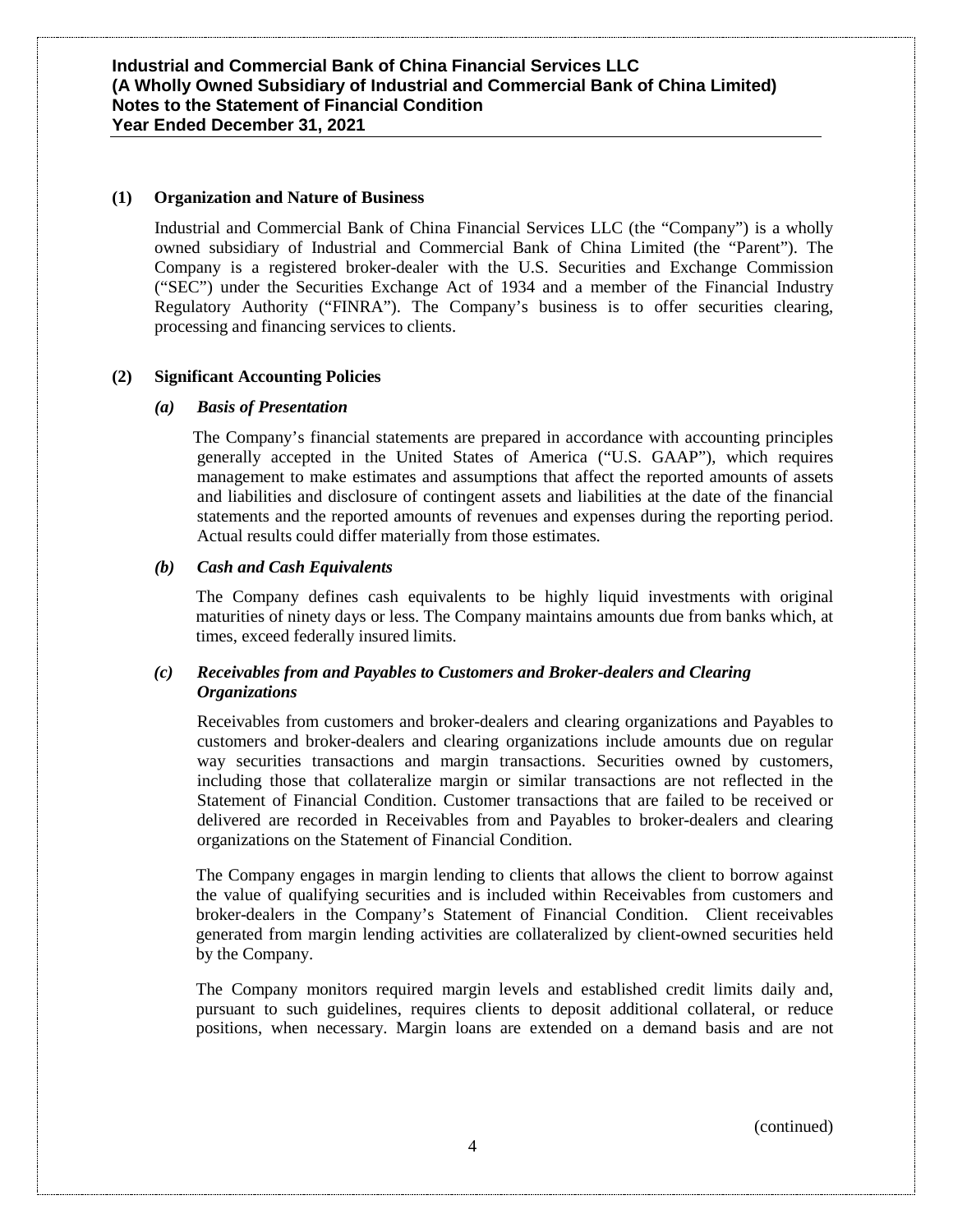## (1) Organization and Nature of Business

Industrial and Commercial Bank of China Financial Services LLC (the "Company") is a wholly owned subsidiary of Industrial and Commercial Bank of China Limited (the "Parent"). The Company is a registered broker-dealer with the U.S. Securities and Exchange Commission ("SEC") under the Securities Exchange Act of 1934 and a member of the Financial Industry Regulatory Authority ("FINRA"). The Company's business is to offer securities clearing, processing and financing services to clients.

## (2) Significant Accounting Policies

### *(a) Basis of Presentation*

The Company's financial statements are prepared in accordance with accounting principles generally accepted in the United States of America ("U.S. GAAP"), which requires management to make estimates and assumptions that affect the reported amounts of assets and liabilities and disclosure of contingent assets and liabilities at the date of the financial statements and the reported amounts of revenues and expenses during the reporting period. Actual results could differ materially from those estimates.

### *(b) Cash and Cash Equivalents*

The Company defines cash equivalents to be highly liquid investments with original maturities of ninety days or less. The Company maintains amounts due from banks which, at times, exceed federally insured limits.

### *(c) Receivables from and Payables to Customers and Broker-dealers and Clearing Organizations*

Receivables from customers and broker-dealers and clearing organizations and Payables to customers and broker-dealers and clearing organizations include amounts due on regular way securities transactions and margin transactions. Securities owned by customers, including those that collateralize margin or similar transactions are not reflected in the Statement of Financial Condition. Customer transactions that are failed to be received or delivered are recorded in Receivables from and Payables to broker-dealers and clearing organizations on the Statement of Financial Condition.

The Company engages in margin lending to clients that allows the client to borrow against the value of qualifying securities and is included within Receivables from customers and broker-dealers in the Company's Statement of Financial Condition. Client receivables generated from margin lending activities are collateralized by client-owned securities held by the Company.

The Company monitors required margin levels and established credit limits daily and, pursuant to such guidelines, requires clients to deposit additional collateral, or reduce positions, when necessary. Margin loans are extended on a demand basis and are not

(continued)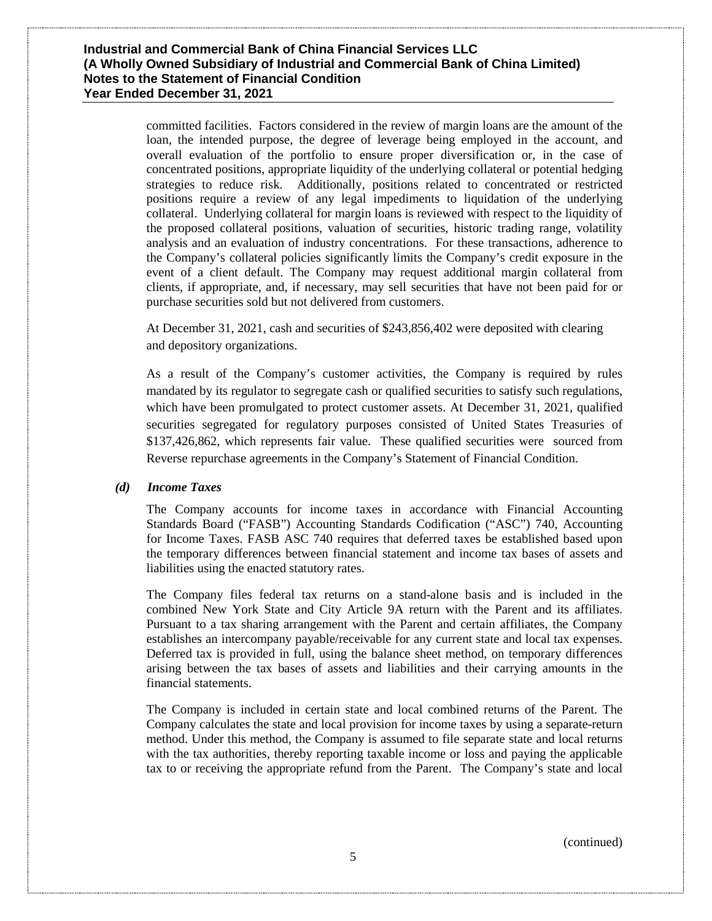committed facilities. Factors considered in the review of margin loans are the amount of the loan, the intended purpose, the degree of leverage being employed in the account, and overall evaluation of the portfolio to ensure proper diversification or, in the case of concentrated positions, appropriate liquidity of the underlying collateral or potential hedging strategies to reduce risk. Additionally, positions related to concentrated or restricted positions require a review of any legal impediments to liquidation of the underlying collateral. Underlying collateral for margin loans is reviewed with respect to the liquidity of the proposed collateral positions, valuation of securities, historic trading range, volatility analysis and an evaluation of industry concentrations. For these transactions, adherence to the Company's collateral policies significantly limits the Company's credit exposure in the event of a client default. The Company may request additional margin collateral from clients, if appropriate, and, if necessary, may sell securities that have not been paid for or purchase securities sold but not delivered from customers.

At December 31, 2021, cash and securities of $243,856,402 were deposited with clearing and depository organizations.

As a result of the Company's customer activities, the Company is required by rules mandated by its regulator to segregate cash or qualified securities to satisfy such regulations, which have been promulgated to protect customer assets. At December 31, 2021, qualified securities segregated for regulatory purposes consisted of United States Treasuries of $137,426,862, which represents fair value. These qualified securities were sourced from Reverse repurchase agreements in the Company's Statement of Financial Condition.

### *(d) Income Taxes*

The Company accounts for income taxes in accordance with Financial Accounting Standards Board ("FASB") Accounting Standards Codification ("ASC") 740, Accounting for Income Taxes. FASB ASC 740 requires that deferred taxes be established based upon the temporary differences between financial statement and income tax bases of assets and liabilities using the enacted statutory rates.

The Company files federal tax returns on a stand-alone basis and is included in the combined New York State and City Article 9A return with the Parent and its affiliates. Pursuant to a tax sharing arrangement with the Parent and certain affiliates, the Company establishes an intercompany payable/receivable for any current state and local tax expenses. Deferred tax is provided in full, using the balance sheet method, on temporary differences arising between the tax bases of assets and liabilities and their carrying amounts in the financial statements.

The Company is included in certain state and local combined returns of the Parent. The Company calculates the state and local provision for income taxes by using a separate-return method. Under this method, the Company is assumed to file separate state and local returns with the tax authorities, thereby reporting taxable income or loss and paying the applicable tax to or receiving the appropriate refund from the Parent. The Company's state and local

(continued)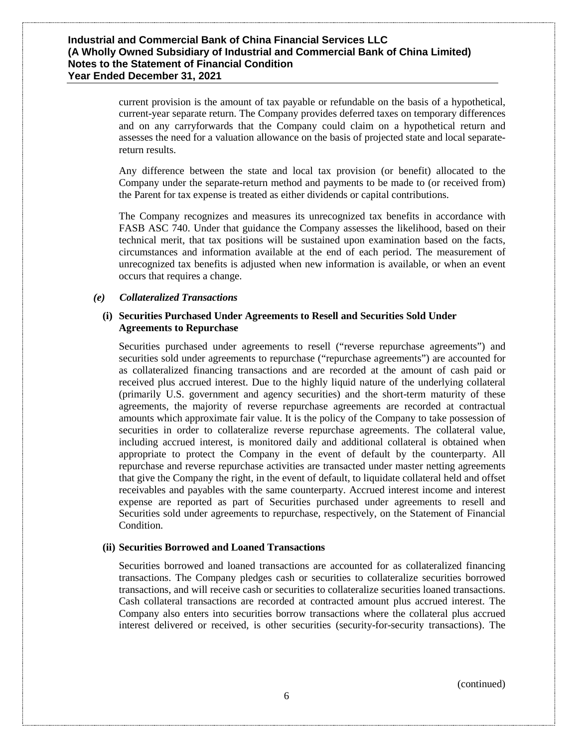current provision is the amount of tax payable or refundable on the basis of a hypothetical, current-year separate return. The Company provides deferred taxes on temporary differences and on any carryforwards that the Company could claim on a hypothetical return and assesses the need for a valuation allowance on the basis of projected state and local separate-return results.

Any difference between the state and local tax provision (or benefit) allocated to the Company under the separate-return method and payments to be made to (or received from) the Parent for tax expense is treated as either dividends or capital contributions.

The Company recognizes and measures its unrecognized tax benefits in accordance with FASB ASC 740. Under that guidance the Company assesses the likelihood, based on their technical merit, that tax positions will be sustained upon examination based on the facts, circumstances and information available at the end of each period. The measurement of unrecognized tax benefits is adjusted when new information is available, or when an event occurs that requires a change.

### *(e) Collateralized Transactions*

#### (i) Securities Purchased Under Agreements to Resell and Securities Sold Under Agreements to Repurchase

Securities purchased under agreements to resell ("reverse repurchase agreements") and securities sold under agreements to repurchase ("repurchase agreements") are accounted for as collateralized financing transactions and are recorded at the amount of cash paid or received plus accrued interest. Due to the highly liquid nature of the underlying collateral (primarily U.S. government and agency securities) and the short-term maturity of these agreements, the majority of reverse repurchase agreements are recorded at contractual amounts which approximate fair value. It is the policy of the Company to take possession of securities in order to collateralize reverse repurchase agreements. The collateral value, including accrued interest, is monitored daily and additional collateral is obtained when appropriate to protect the Company in the event of default by the counterparty. All repurchase and reverse repurchase activities are transacted under master netting agreements that give the Company the right, in the event of default, to liquidate collateral held and offset receivables and payables with the same counterparty. Accrued interest income and interest expense are reported as part of Securities purchased under agreements to resell and Securities sold under agreements to repurchase, respectively, on the Statement of Financial Condition.

#### (ii) Securities Borrowed and Loaned Transactions

Securities borrowed and loaned transactions are accounted for as collateralized financing transactions. The Company pledges cash or securities to collateralize securities borrowed transactions, and will receive cash or securities to collateralize securities loaned transactions. Cash collateral transactions are recorded at contracted amount plus accrued interest. The Company also enters into securities borrow transactions where the collateral plus accrued interest delivered or received, is other securities (security-for-security transactions). The

(continued)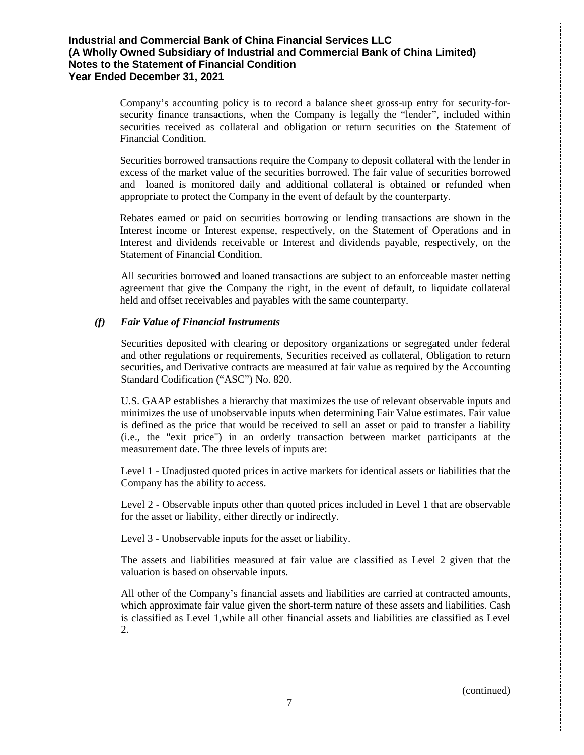Company's accounting policy is to record a balance sheet gross-up entry for security-for-security finance transactions, when the Company is legally the "lender", included within securities received as collateral and obligation or return securities on the Statement of Financial Condition.

Securities borrowed transactions require the Company to deposit collateral with the lender in excess of the market value of the securities borrowed. The fair value of securities borrowed and loaned is monitored daily and additional collateral is obtained or refunded when appropriate to protect the Company in the event of default by the counterparty.

Rebates earned or paid on securities borrowing or lending transactions are shown in the Interest income or Interest expense, respectively, on the Statement of Operations and in Interest and dividends receivable or Interest and dividends payable, respectively, on the Statement of Financial Condition.

All securities borrowed and loaned transactions are subject to an enforceable master netting agreement that give the Company the right, in the event of default, to liquidate collateral held and offset receivables and payables with the same counterparty.

### *(f) Fair Value of Financial Instruments*

Securities deposited with clearing or depository organizations or segregated under federal and other regulations or requirements, Securities received as collateral, Obligation to return securities, and Derivative contracts are measured at fair value as required by the Accounting Standard Codification ("ASC") No. 820.

U.S. GAAP establishes a hierarchy that maximizes the use of relevant observable inputs and minimizes the use of unobservable inputs when determining Fair Value estimates. Fair value is defined as the price that would be received to sell an asset or paid to transfer a liability (i.e., the "exit price") in an orderly transaction between market participants at the measurement date. The three levels of inputs are:

Level 1 - Unadjusted quoted prices in active markets for identical assets or liabilities that the Company has the ability to access.

Level 2 - Observable inputs other than quoted prices included in Level 1 that are observable for the asset or liability, either directly or indirectly.

Level 3 - Unobservable inputs for the asset or liability.

The assets and liabilities measured at fair value are classified as Level 2 given that the valuation is based on observable inputs.

All other of the Company's financial assets and liabilities are carried at contracted amounts, which approximate fair value given the short-term nature of these assets and liabilities. Cash is classified as Level 1,while all other financial assets and liabilities are classified as Level 2.

(continued)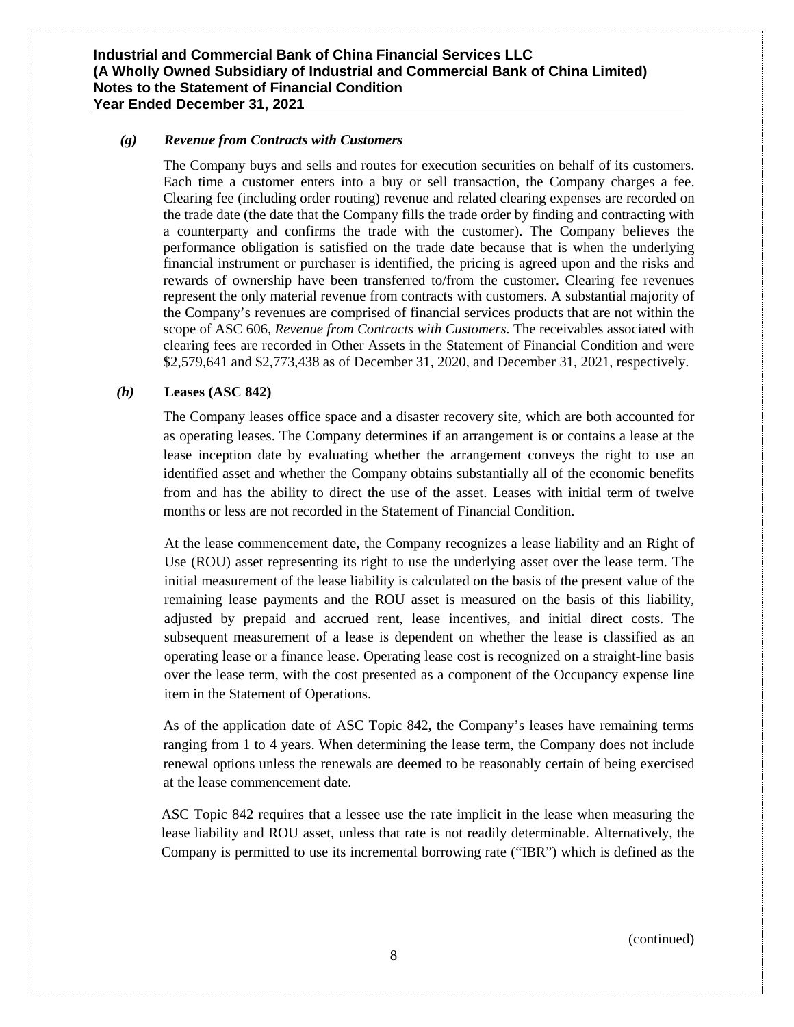*(g)* ***Revenue from Contracts with Customers***

The Company buys and sells and routes for execution securities on behalf of its customers. Each time a customer enters into a buy or sell transaction, the Company charges a fee. Clearing fee (including order routing) revenue and related clearing expenses are recorded on the trade date (the date that the Company fills the trade order by finding and contracting with a counterparty and confirms the trade with the customer). The Company believes the performance obligation is satisfied on the trade date because that is when the underlying financial instrument or purchaser is identified, the pricing is agreed upon and the risks and rewards of ownership have been transferred to/from the customer. Clearing fee revenues represent the only material revenue from contracts with customers. A substantial majority of the Company's revenues are comprised of financial services products that are not within the scope of ASC 606, *Revenue from Contracts with Customers.* The receivables associated with clearing fees are recorded in Other Assets in the Statement of Financial Condition and were $2,579,641 and $2,773,438 as of December 31, 2020, and December 31, 2021, respectively.

*(h)* **Leases (ASC 842)**

The Company leases office space and a disaster recovery site, which are both accounted for as operating leases. The Company determines if an arrangement is or contains a lease at the lease inception date by evaluating whether the arrangement conveys the right to use an identified asset and whether the Company obtains substantially all of the economic benefits from and has the ability to direct the use of the asset. Leases with initial term of twelve months or less are not recorded in the Statement of Financial Condition.

At the lease commencement date, the Company recognizes a lease liability and an Right of Use (ROU) asset representing its right to use the underlying asset over the lease term. The initial measurement of the lease liability is calculated on the basis of the present value of the remaining lease payments and the ROU asset is measured on the basis of this liability, adjusted by prepaid and accrued rent, lease incentives, and initial direct costs. The subsequent measurement of a lease is dependent on whether the lease is classified as an operating lease or a finance lease. Operating lease cost is recognized on a straight-line basis over the lease term, with the cost presented as a component of the Occupancy expense line item in the Statement of Operations.

As of the application date of ASC Topic 842, the Company's leases have remaining terms ranging from 1 to 4 years. When determining the lease term, the Company does not include renewal options unless the renewals are deemed to be reasonably certain of being exercised at the lease commencement date.

ASC Topic 842 requires that a lessee use the rate implicit in the lease when measuring the lease liability and ROU asset, unless that rate is not readily determinable. Alternatively, the Company is permitted to use its incremental borrowing rate ("IBR") which is defined as the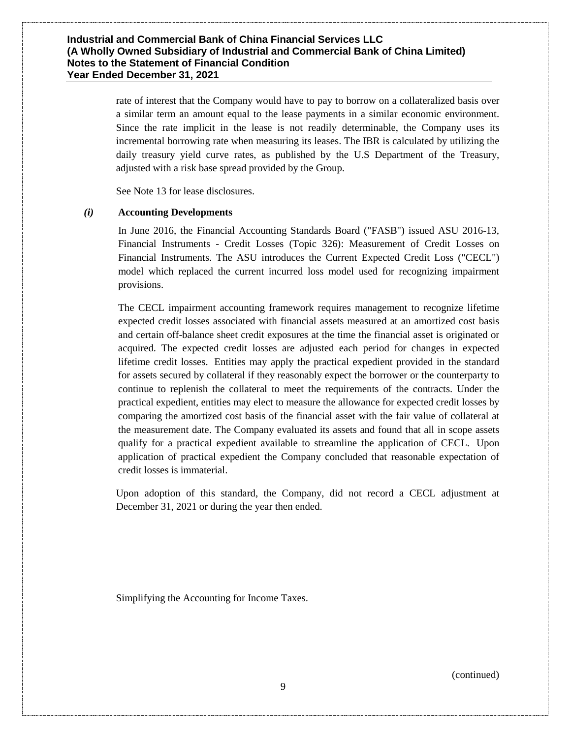rate of interest that the Company would have to pay to borrow on a collateralized basis over a similar term an amount equal to the lease payments in a similar economic environment. Since the rate implicit in the lease is not readily determinable, the Company uses its incremental borrowing rate when measuring its leases. The IBR is calculated by utilizing the daily treasury yield curve rates, as published by the U.S Department of the Treasury, adjusted with a risk base spread provided by the Group.

See Note 13 for lease disclosures.

### *(i)* Accounting Developments

In June 2016, the Financial Accounting Standards Board ("FASB") issued ASU 2016-13, Financial Instruments - Credit Losses (Topic 326): Measurement of Credit Losses on Financial Instruments. The ASU introduces the Current Expected Credit Loss ("CECL") model which replaced the current incurred loss model used for recognizing impairment provisions.

The CECL impairment accounting framework requires management to recognize lifetime expected credit losses associated with financial assets measured at an amortized cost basis and certain off-balance sheet credit exposures at the time the financial asset is originated or acquired. The expected credit losses are adjusted each period for changes in expected lifetime credit losses. Entities may apply the practical expedient provided in the standard for assets secured by collateral if they reasonably expect the borrower or the counterparty to continue to replenish the collateral to meet the requirements of the contracts. Under the practical expedient, entities may elect to measure the allowance for expected credit losses by comparing the amortized cost basis of the financial asset with the fair value of collateral at the measurement date. The Company evaluated its assets and found that all in scope assets qualify for a practical expedient available to streamline the application of CECL. Upon application of practical expedient the Company concluded that reasonable expectation of credit losses is immaterial.

Upon adoption of this standard, the Company, did not record a CECL adjustment at December 31, 2021 or during the year then ended.

Simplifying the Accounting for Income Taxes.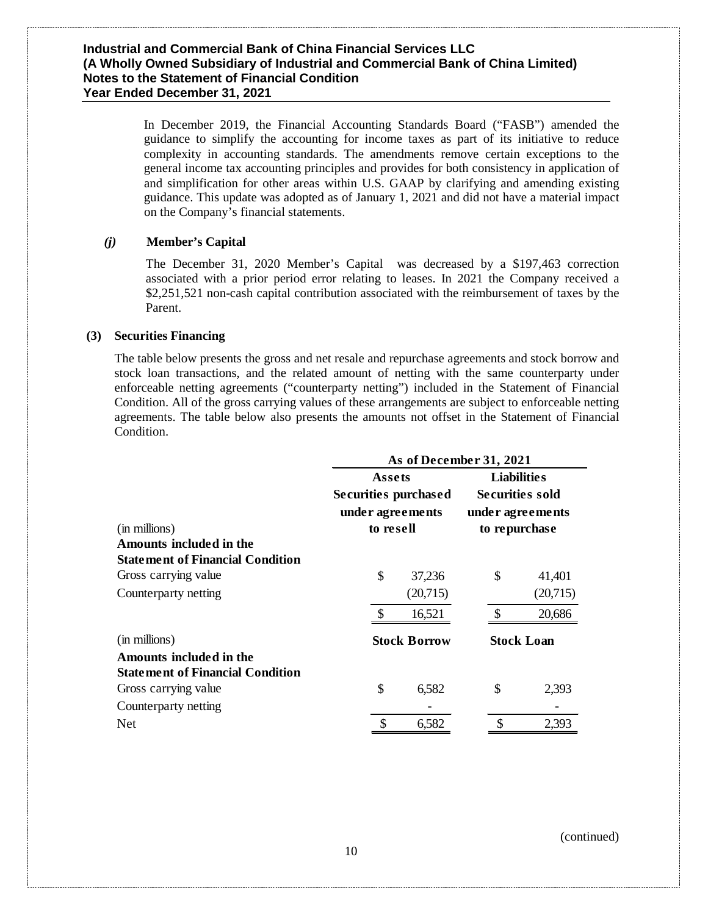In December 2019, the Financial Accounting Standards Board ("FASB") amended the guidance to simplify the accounting for income taxes as part of its initiative to reduce complexity in accounting standards. The amendments remove certain exceptions to the general income tax accounting principles and provides for both consistency in application of and simplification for other areas within U.S. GAAP by clarifying and amending existing guidance. This update was adopted as of January 1, 2021 and did not have a material impact on the Company's financial statements.

### *(j)* Member's Capital

The December 31, 2020 Member's Capital was decreased by a \$197,463 correction associated with a prior period error relating to leases. In 2021 the Company received a \$2,251,521 non-cash capital contribution associated with the reimbursement of taxes by the Parent.

## (3) Securities Financing

The table below presents the gross and net resale and repurchase agreements and stock borrow and stock loan transactions, and the related amount of netting with the same counterparty under enforceable netting agreements ("counterparty netting") included in the Statement of Financial Condition. All of the gross carrying values of these arrangements are subject to enforceable netting agreements. The table below also presents the amounts not offset in the Statement of Financial Condition.

| | As of December 31, 2021 | |
|---|---|---|
| | Assets | Liabilities |
| (in millions) | Securities purchased under agreements to resell | Securities sold under agreements to repurchase |
| **Amounts included in the Statement of Financial Condition** | | |
| Gross carrying value | \$ 37,236 | \$ 41,401 |
| Counterparty netting | (20,715) | (20,715) |
| | \$ 16,521 | \$ 20,686 |
| (in millions) | **Stock Borrow** | **Stock Loan** |
| **Amounts included in the Statement of Financial Condition** | | |
| Gross carrying value | \$ 6,582 | \$ 2,393 |
| Counterparty netting | - | - |
| Net | \$ 6,582 | \$ 2,393 |

(continued)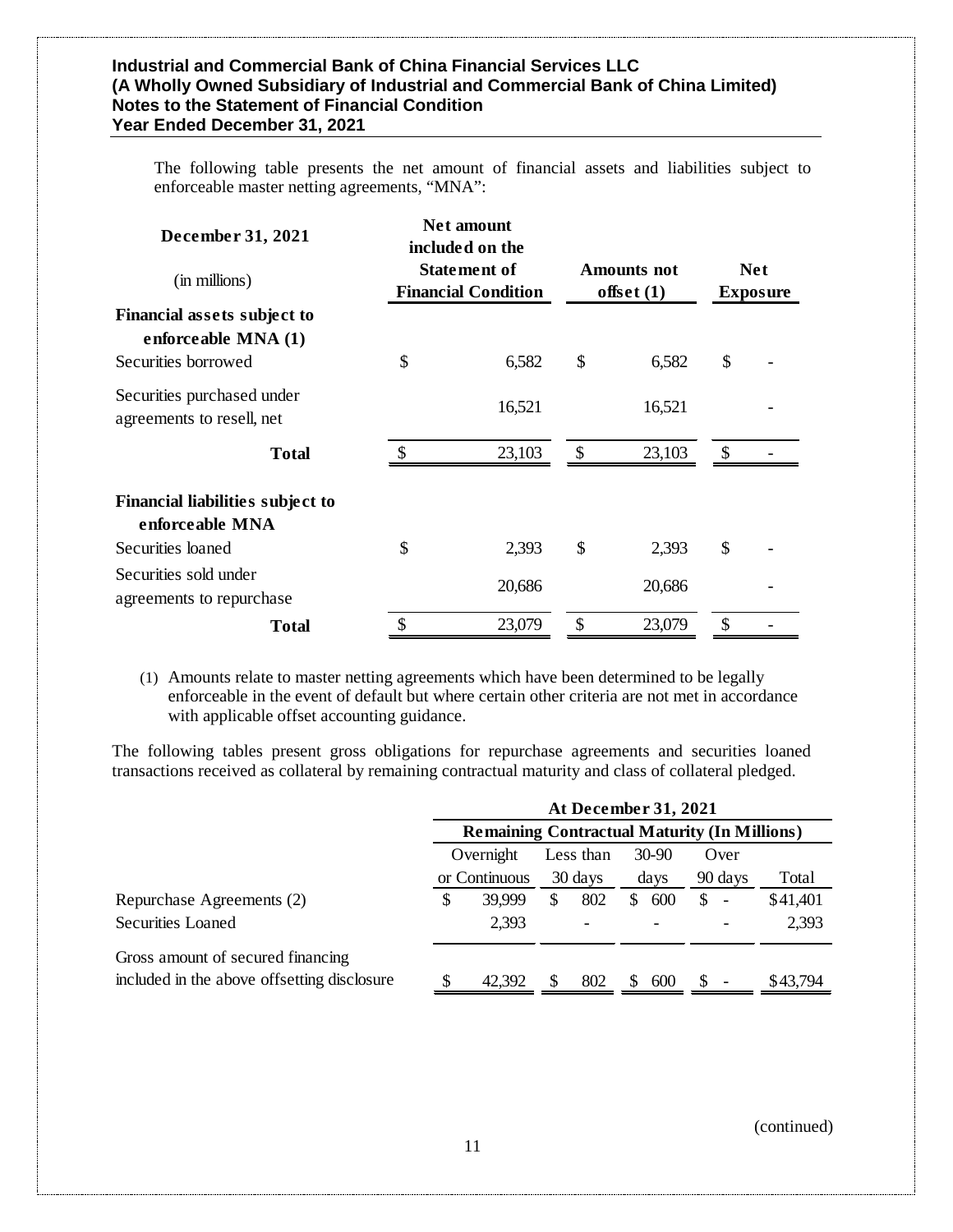The following table presents the net amount of financial assets and liabilities subject to enforceable master netting agreements, "MNA":

| December 31, 2021<br>(in millions) | Net amount included on the Statement of Financial Condition | Amounts not offset (1) | Net Exposure |
|---|---|---|---|
| **Financial assets subject to enforceable MNA (1)** | | | |
| Securities borrowed | $ 6,582 | $ 6,582 | $ - |
| Securities purchased under agreements to resell, net | 16,521 | 16,521 | - |
| **Total** | $ 23,103 | $ 23,103 | $ - |
| **Financial liabilities subject to enforceable MNA** | | | |
| Securities loaned | $ 2,393 | $ 2,393 | $ - |
| Securities sold under agreements to repurchase | 20,686 | 20,686 | - |
| **Total** | $ 23,079 | $ 23,079 | $ - |

(1) Amounts relate to master netting agreements which have been determined to be legally enforceable in the event of default but where certain other criteria are not met in accordance with applicable offset accounting guidance.

The following tables present gross obligations for repurchase agreements and securities loaned transactions received as collateral by remaining contractual maturity and class of collateral pledged.

| | At December 31, 2021 | | | | |
|---|---|---|---|---|---|
| | Remaining Contractual Maturity (In Millions) | | | | |
| | Overnight or Continuous | Less than 30 days | 30-90 days | Over 90 days | Total |
| Repurchase Agreements (2) | $ 39,999 | $ 802 | $ 600 | $ - | $41,401 |
| Securities Loaned | 2,393 | - | - | - | 2,393 |
| Gross amount of secured financing included in the above offsetting disclosure | $ 42,392 | $ 802 | $ 600 | $ - | $43,794 |

(continued)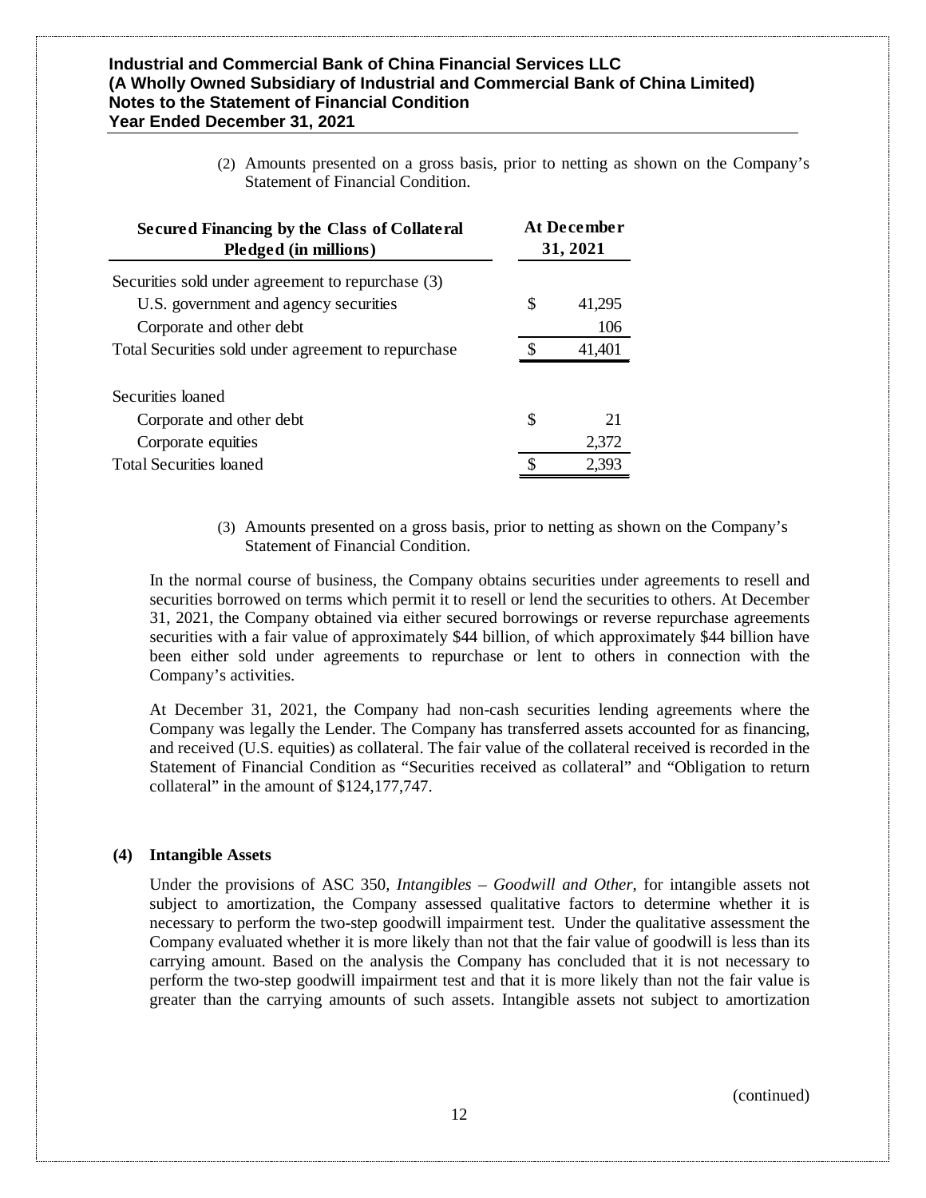(2) Amounts presented on a gross basis, prior to netting as shown on the Company's Statement of Financial Condition.

| Secured Financing by the Class of Collateral Pledged (in millions) | At December 31, 2021 | |
|---|---|---|
| Securities sold under agreement to repurchase (3) | | |
| U.S. government and agency securities | $ | 41,295 |
| Corporate and other debt | | 106 |
| Total Securities sold under agreement to repurchase | $ | 41,401 |
| | | |
| Securities loaned | | |
| Corporate and other debt | $ | 21 |
| Corporate equities | | 2,372 |
| Total Securities loaned | $ | 2,393 |

(3) Amounts presented on a gross basis, prior to netting as shown on the Company's Statement of Financial Condition.

In the normal course of business, the Company obtains securities under agreements to resell and securities borrowed on terms which permit it to resell or lend the securities to others. At December 31, 2021, the Company obtained via either secured borrowings or reverse repurchase agreements securities with a fair value of approximately $44 billion, of which approximately $44 billion have been either sold under agreements to repurchase or lent to others in connection with the Company's activities.

At December 31, 2021, the Company had non-cash securities lending agreements where the Company was legally the Lender. The Company has transferred assets accounted for as financing, and received (U.S. equities) as collateral. The fair value of the collateral received is recorded in the Statement of Financial Condition as "Securities received as collateral" and "Obligation to return collateral" in the amount of $124,177,747.

## (4) Intangible Assets

Under the provisions of ASC 350, *Intangibles – Goodwill and Other*, for intangible assets not subject to amortization, the Company assessed qualitative factors to determine whether it is necessary to perform the two-step goodwill impairment test. Under the qualitative assessment the Company evaluated whether it is more likely than not that the fair value of goodwill is less than its carrying amount. Based on the analysis the Company has concluded that it is not necessary to perform the two-step goodwill impairment test and that it is more likely than not the fair value is greater than the carrying amounts of such assets. Intangible assets not subject to amortization

(continued)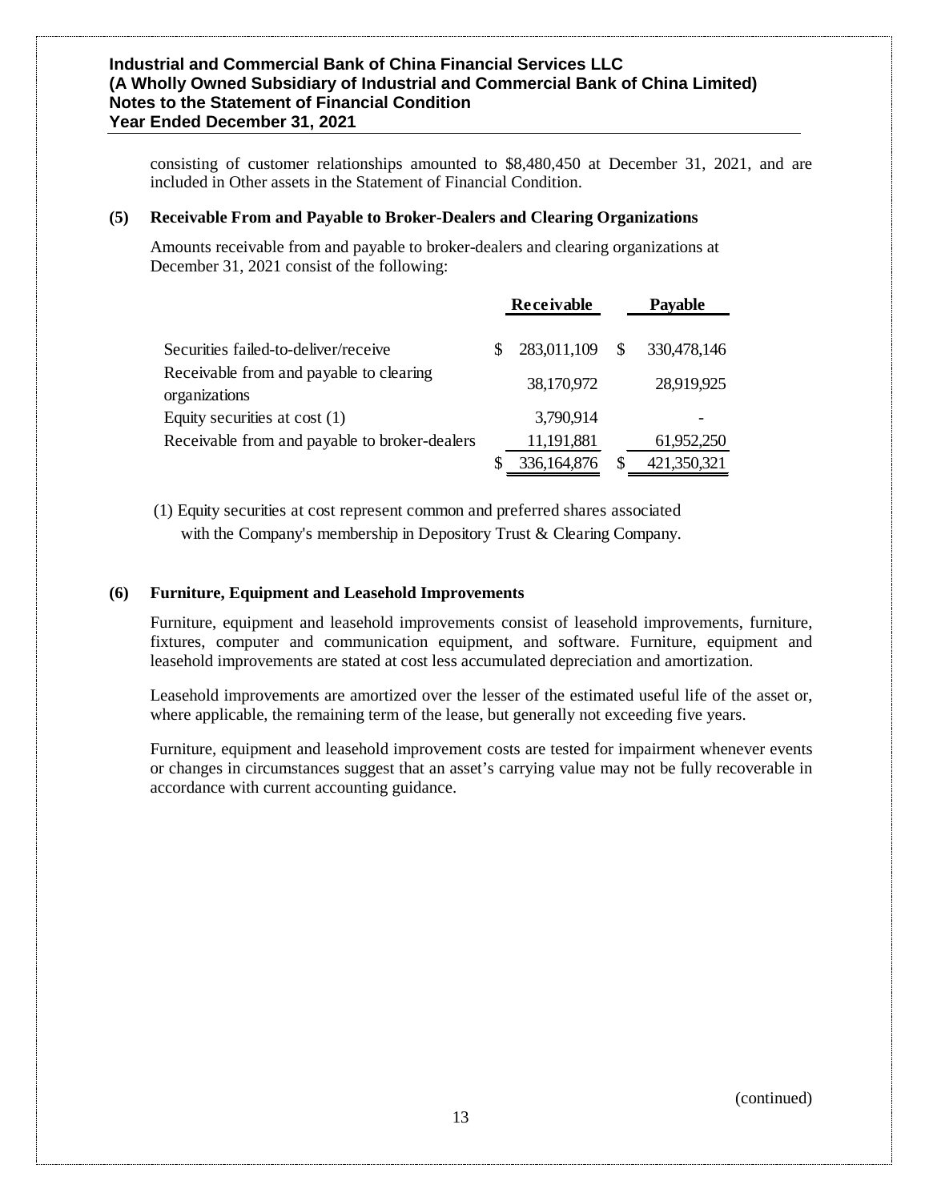consisting of customer relationships amounted to $8,480,450 at December 31, 2021, and are included in Other assets in the Statement of Financial Condition.

**(5) Receivable From and Payable to Broker-Dealers and Clearing Organizations**

Amounts receivable from and payable to broker-dealers and clearing organizations at December 31, 2021 consist of the following:

| | Receivable | Payable |
|---|---|---|
| Securities failed-to-deliver/receive | $ 283,011,109 | $ 330,478,146 |
| Receivable from and payable to clearing organizations | 38,170,972 | 28,919,925 |
| Equity securities at cost (1) | 3,790,914 | - |
| Receivable from and payable to broker-dealers | 11,191,881 | 61,952,250 |
| | $ 336,164,876 | $ 421,350,321 |

(1) Equity securities at cost represent common and preferred shares associated with the Company's membership in Depository Trust & Clearing Company.

**(6) Furniture, Equipment and Leasehold Improvements**

Furniture, equipment and leasehold improvements consist of leasehold improvements, furniture, fixtures, computer and communication equipment, and software. Furniture, equipment and leasehold improvements are stated at cost less accumulated depreciation and amortization.

Leasehold improvements are amortized over the lesser of the estimated useful life of the asset or, where applicable, the remaining term of the lease, but generally not exceeding five years.

Furniture, equipment and leasehold improvement costs are tested for impairment whenever events or changes in circumstances suggest that an asset's carrying value may not be fully recoverable in accordance with current accounting guidance.

(continued)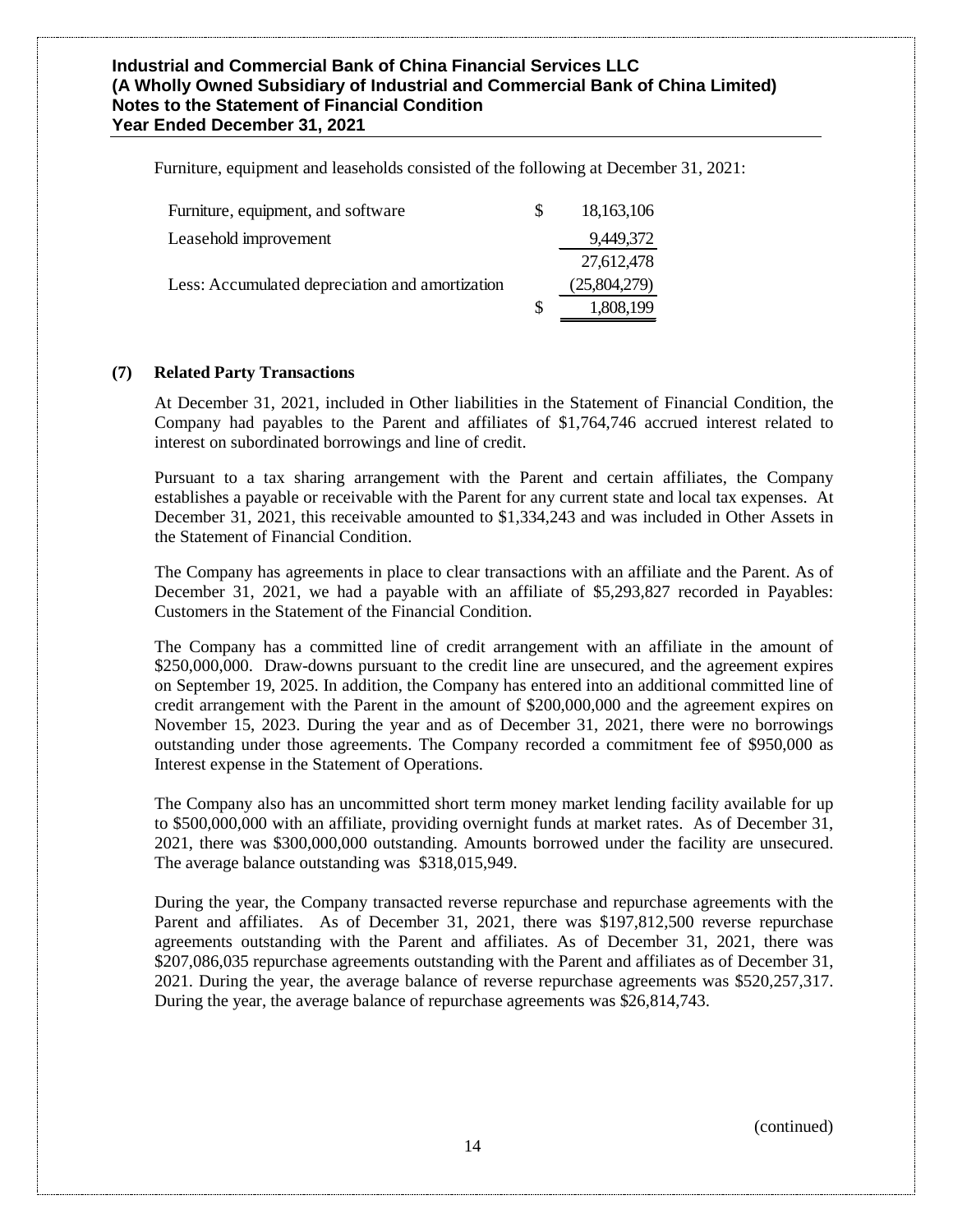Furniture, equipment and leaseholds consisted of the following at December 31, 2021:

| | | |
|---|---|---|
| Furniture, equipment, and software | $ | 18,163,106 |
| Leasehold improvement | | 9,449,372 |
| | | 27,612,478 |
| Less: Accumulated depreciation and amortization | | (25,804,279) |
| | $ | 1,808,199 |

## (7) Related Party Transactions

At December 31, 2021, included in Other liabilities in the Statement of Financial Condition, the Company had payables to the Parent and affiliates of $1,764,746 accrued interest related to interest on subordinated borrowings and line of credit.

Pursuant to a tax sharing arrangement with the Parent and certain affiliates, the Company establishes a payable or receivable with the Parent for any current state and local tax expenses. At December 31, 2021, this receivable amounted to $1,334,243 and was included in Other Assets in the Statement of Financial Condition.

The Company has agreements in place to clear transactions with an affiliate and the Parent. As of December 31, 2021, we had a payable with an affiliate of $5,293,827 recorded in Payables: Customers in the Statement of the Financial Condition.

The Company has a committed line of credit arrangement with an affiliate in the amount of $250,000,000. Draw-downs pursuant to the credit line are unsecured, and the agreement expires on September 19, 2025. In addition, the Company has entered into an additional committed line of credit arrangement with the Parent in the amount of $200,000,000 and the agreement expires on November 15, 2023. During the year and as of December 31, 2021, there were no borrowings outstanding under those agreements. The Company recorded a commitment fee of $950,000 as Interest expense in the Statement of Operations.

The Company also has an uncommitted short term money market lending facility available for up to $500,000,000 with an affiliate, providing overnight funds at market rates. As of December 31, 2021, there was $300,000,000 outstanding. Amounts borrowed under the facility are unsecured. The average balance outstanding was $318,015,949.

During the year, the Company transacted reverse repurchase and repurchase agreements with the Parent and affiliates. As of December 31, 2021, there was $197,812,500 reverse repurchase agreements outstanding with the Parent and affiliates. As of December 31, 2021, there was $207,086,035 repurchase agreements outstanding with the Parent and affiliates as of December 31, 2021. During the year, the average balance of reverse repurchase agreements was $520,257,317. During the year, the average balance of repurchase agreements was $26,814,743.

(continued)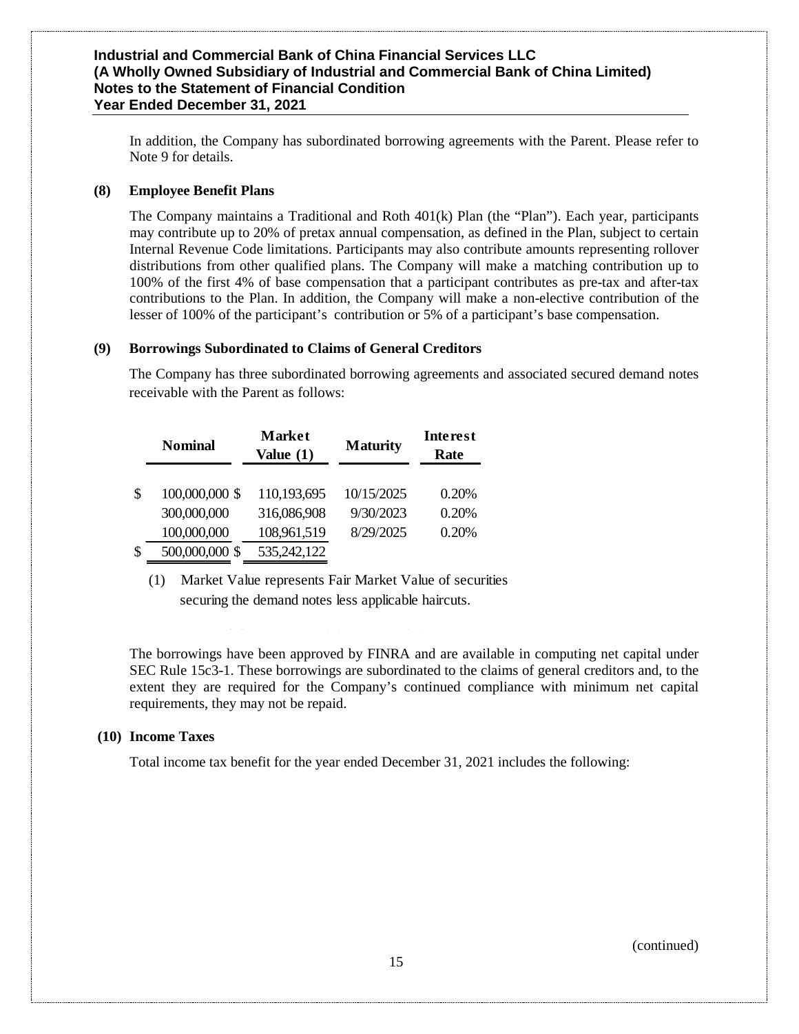In addition, the Company has subordinated borrowing agreements with the Parent. Please refer to Note 9 for details.

**(8) Employee Benefit Plans**

The Company maintains a Traditional and Roth 401(k) Plan (the "Plan"). Each year, participants may contribute up to 20% of pretax annual compensation, as defined in the Plan, subject to certain Internal Revenue Code limitations. Participants may also contribute amounts representing rollover distributions from other qualified plans. The Company will make a matching contribution up to 100% of the first 4% of base compensation that a participant contributes as pre-tax and after-tax contributions to the Plan. In addition, the Company will make a non-elective contribution of the lesser of 100% of the participant's contribution or 5% of a participant's base compensation.

**(9) Borrowings Subordinated to Claims of General Creditors**

The Company has three subordinated borrowing agreements and associated secured demand notes receivable with the Parent as follows:

| Nominal | Market Value (1) | Maturity | Interest Rate |
|---|---|---|---|
| $ 100,000,000 | $ 110,193,695 | 10/15/2025 | 0.20% |
| 300,000,000 | 316,086,908 | 9/30/2023 | 0.20% |
| 100,000,000 | 108,961,519 | 8/29/2025 | 0.20% |
| $ 500,000,000 | $ 535,242,122 | | |

(1) Market Value represents Fair Market Value of securities securing the demand notes less applicable haircuts.

The borrowings have been approved by FINRA and are available in computing net capital under SEC Rule 15c3-1. These borrowings are subordinated to the claims of general creditors and, to the extent they are required for the Company's continued compliance with minimum net capital requirements, they may not be repaid.

**(10) Income Taxes**

Total income tax benefit for the year ended December 31, 2021 includes the following: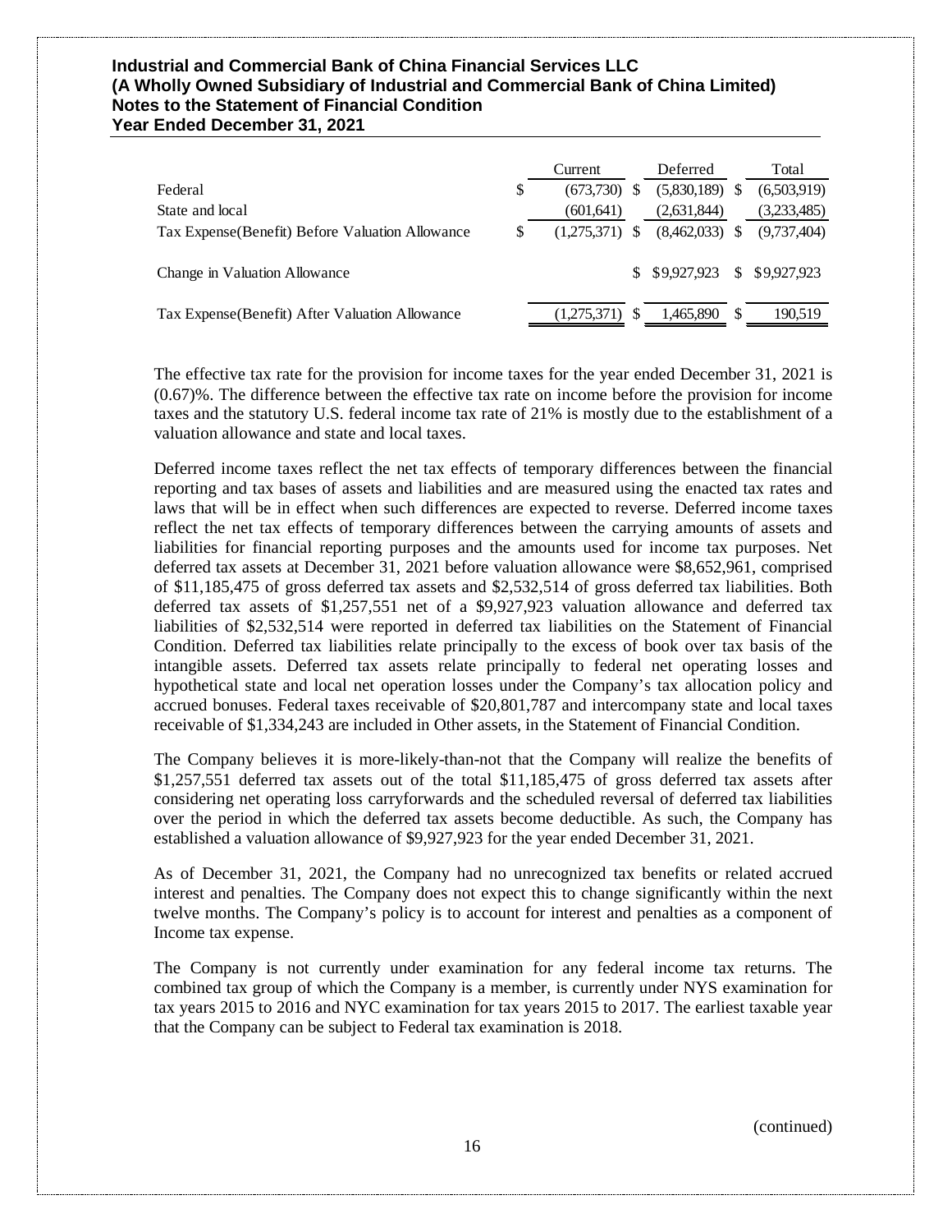|  | Current | Deferred | Total |
| --- | --- | --- | --- |
| Federal | $ (673,730) | $ (5,830,189) | $ (6,503,919) |
| State and local | (601,641) | (2,631,844) | (3,233,485) |
| Tax Expense(Benefit) Before Valuation Allowance | $ (1,275,371) | $ (8,462,033) | $ (9,737,404) |
| Change in Valuation Allowance |  | $ $9,927,923 | $ $9,927,923 |
| Tax Expense(Benefit) After Valuation Allowance | (1,275,371) | $ 1,465,890 | $ 190,519 |

The effective tax rate for the provision for income taxes for the year ended December 31, 2021 is (0.67)%. The difference between the effective tax rate on income before the provision for income taxes and the statutory U.S. federal income tax rate of 21% is mostly due to the establishment of a valuation allowance and state and local taxes.

Deferred income taxes reflect the net tax effects of temporary differences between the financial reporting and tax bases of assets and liabilities and are measured using the enacted tax rates and laws that will be in effect when such differences are expected to reverse. Deferred income taxes reflect the net tax effects of temporary differences between the carrying amounts of assets and liabilities for financial reporting purposes and the amounts used for income tax purposes. Net deferred tax assets at December 31, 2021 before valuation allowance were $8,652,961, comprised of $11,185,475 of gross deferred tax assets and $2,532,514 of gross deferred tax liabilities. Both deferred tax assets of $1,257,551 net of a $9,927,923 valuation allowance and deferred tax liabilities of $2,532,514 were reported in deferred tax liabilities on the Statement of Financial Condition. Deferred tax liabilities relate principally to the excess of book over tax basis of the intangible assets. Deferred tax assets relate principally to federal net operating losses and hypothetical state and local net operation losses under the Company's tax allocation policy and accrued bonuses. Federal taxes receivable of $20,801,787 and intercompany state and local taxes receivable of $1,334,243 are included in Other assets, in the Statement of Financial Condition.

The Company believes it is more-likely-than-not that the Company will realize the benefits of $1,257,551 deferred tax assets out of the total $11,185,475 of gross deferred tax assets after considering net operating loss carryforwards and the scheduled reversal of deferred tax liabilities over the period in which the deferred tax assets become deductible. As such, the Company has established a valuation allowance of $9,927,923 for the year ended December 31, 2021.

As of December 31, 2021, the Company had no unrecognized tax benefits or related accrued interest and penalties. The Company does not expect this to change significantly within the next twelve months. The Company's policy is to account for interest and penalties as a component of Income tax expense.

The Company is not currently under examination for any federal income tax returns. The combined tax group of which the Company is a member, is currently under NYS examination for tax years 2015 to 2016 and NYC examination for tax years 2015 to 2017. The earliest taxable year that the Company can be subject to Federal tax examination is 2018.

(continued)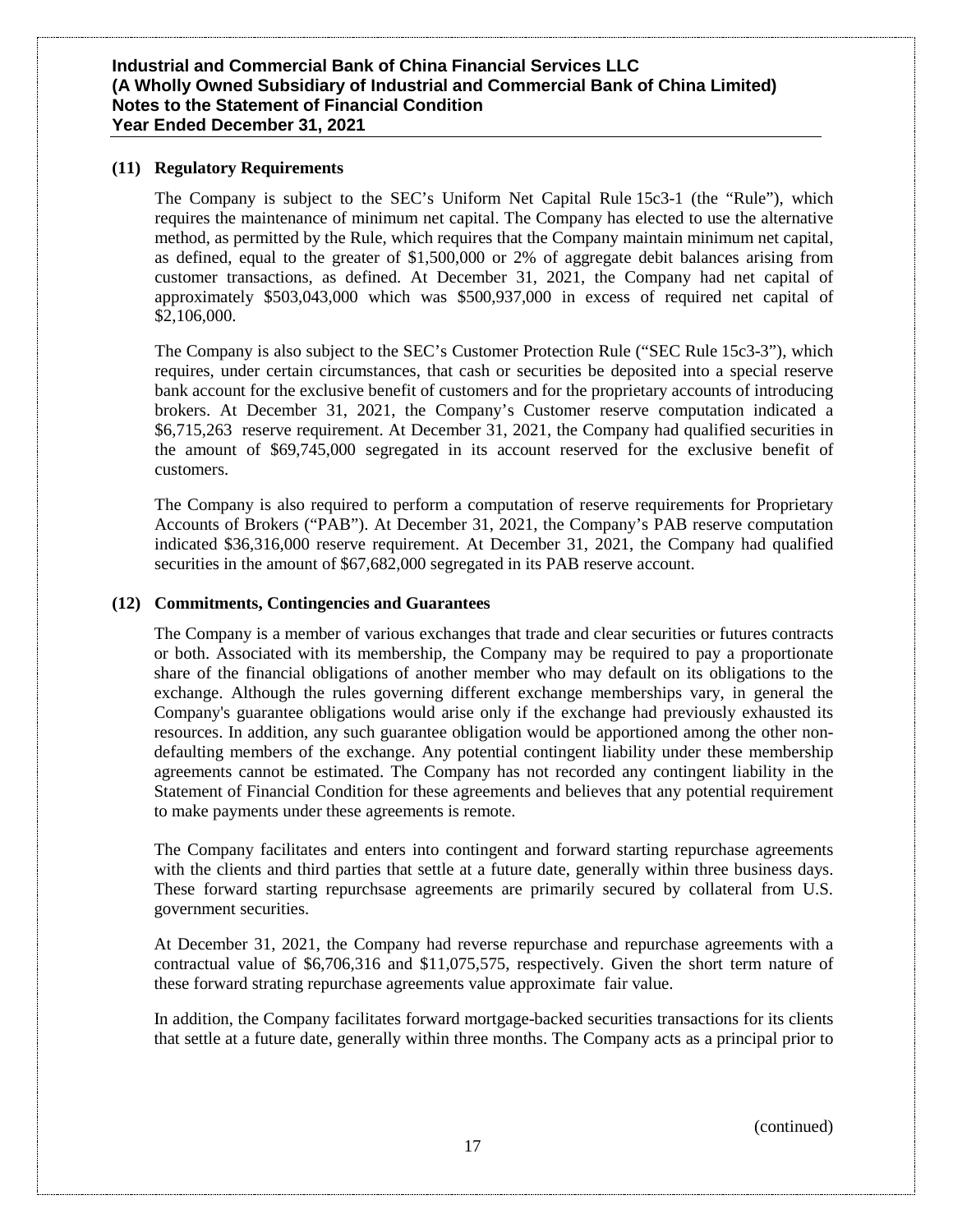## (11) Regulatory Requirements

The Company is subject to the SEC's Uniform Net Capital Rule 15c3-1 (the "Rule"), which requires the maintenance of minimum net capital. The Company has elected to use the alternative method, as permitted by the Rule, which requires that the Company maintain minimum net capital, as defined, equal to the greater of $1,500,000 or 2% of aggregate debit balances arising from customer transactions, as defined. At December 31, 2021, the Company had net capital of approximately $503,043,000 which was $500,937,000 in excess of required net capital of $2,106,000.

The Company is also subject to the SEC's Customer Protection Rule ("SEC Rule 15c3-3"), which requires, under certain circumstances, that cash or securities be deposited into a special reserve bank account for the exclusive benefit of customers and for the proprietary accounts of introducing brokers. At December 31, 2021, the Company's Customer reserve computation indicated a $6,715,263 reserve requirement. At December 31, 2021, the Company had qualified securities in the amount of $69,745,000 segregated in its account reserved for the exclusive benefit of customers.

The Company is also required to perform a computation of reserve requirements for Proprietary Accounts of Brokers ("PAB"). At December 31, 2021, the Company's PAB reserve computation indicated $36,316,000 reserve requirement. At December 31, 2021, the Company had qualified securities in the amount of $67,682,000 segregated in its PAB reserve account.

## (12) Commitments, Contingencies and Guarantees

The Company is a member of various exchanges that trade and clear securities or futures contracts or both. Associated with its membership, the Company may be required to pay a proportionate share of the financial obligations of another member who may default on its obligations to the exchange. Although the rules governing different exchange memberships vary, in general the Company's guarantee obligations would arise only if the exchange had previously exhausted its resources. In addition, any such guarantee obligation would be apportioned among the other non-defaulting members of the exchange. Any potential contingent liability under these membership agreements cannot be estimated. The Company has not recorded any contingent liability in the Statement of Financial Condition for these agreements and believes that any potential requirement to make payments under these agreements is remote.

The Company facilitates and enters into contingent and forward starting repurchase agreements with the clients and third parties that settle at a future date, generally within three business days. These forward starting repurchsase agreements are primarily secured by collateral from U.S. government securities.

At December 31, 2021, the Company had reverse repurchase and repurchase agreements with a contractual value of $6,706,316 and $11,075,575, respectively. Given the short term nature of these forward strating repurchase agreements value approximate fair value.

In addition, the Company facilitates forward mortgage-backed securities transactions for its clients that settle at a future date, generally within three months. The Company acts as a principal prior to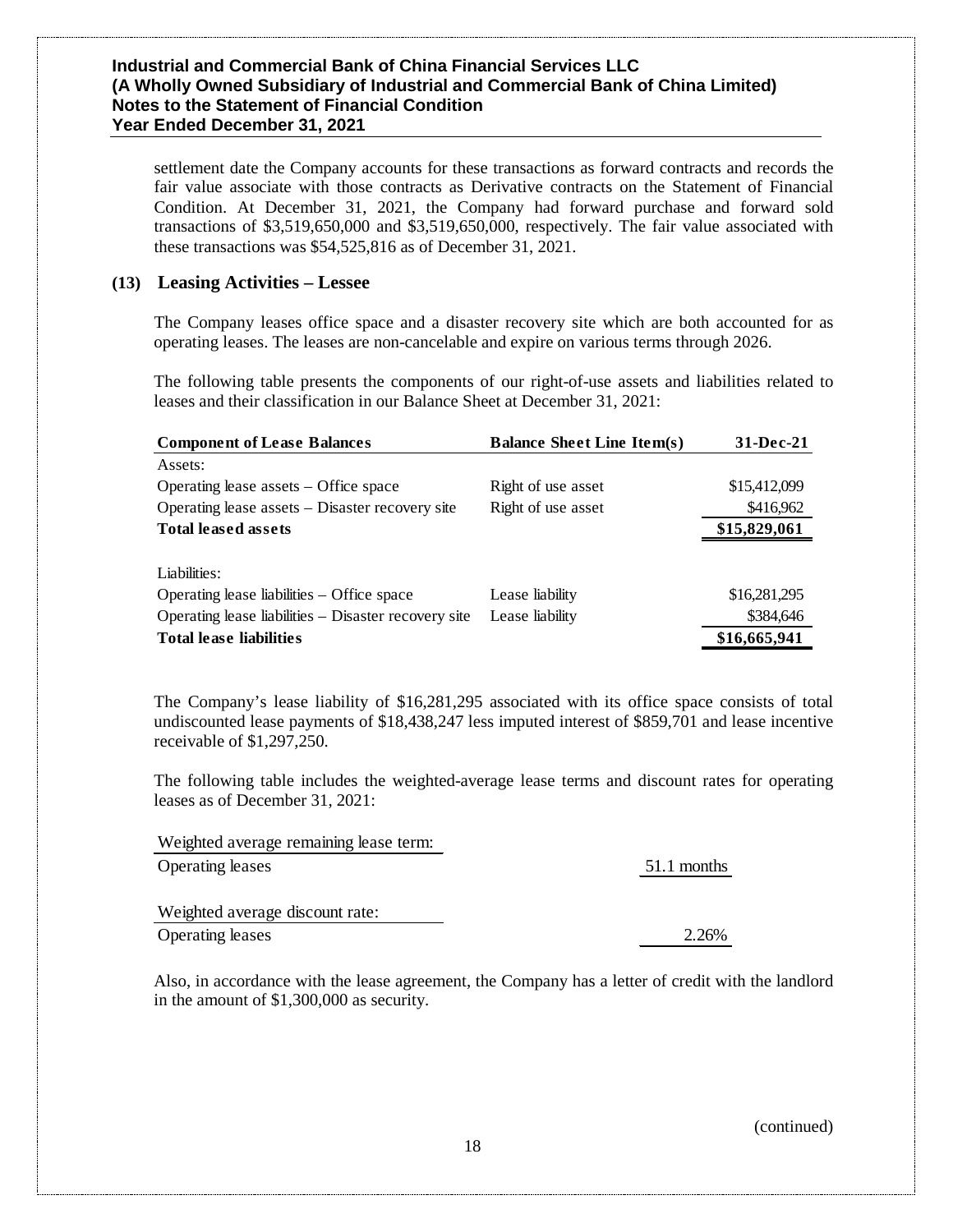settlement date the Company accounts for these transactions as forward contracts and records the fair value associate with those contracts as Derivative contracts on the Statement of Financial Condition. At December 31, 2021, the Company had forward purchase and forward sold transactions of $3,519,650,000 and $3,519,650,000, respectively. The fair value associated with these transactions was $54,525,816 as of December 31, 2021.

## (13) Leasing Activities – Lessee

The Company leases office space and a disaster recovery site which are both accounted for as operating leases. The leases are non-cancelable and expire on various terms through 2026.

The following table presents the components of our right-of-use assets and liabilities related to leases and their classification in our Balance Sheet at December 31, 2021:

| Component of Lease Balances | Balance Sheet Line Item(s) | 31-Dec-21 |
|---|---|---|
| Assets: | | |
| Operating lease assets – Office space | Right of use asset | $15,412,099 |
| Operating lease assets – Disaster recovery site | Right of use asset | $416,962 |
| **Total leased assets** | | **$15,829,061** |
| Liabilities: | | |
| Operating lease liabilities – Office space | Lease liability | $16,281,295 |
| Operating lease liabilities – Disaster recovery site | Lease liability | $384,646 |
| **Total lease liabilities** | | **$16,665,941** |

The Company's lease liability of $16,281,295 associated with its office space consists of total undiscounted lease payments of $18,438,247 less imputed interest of $859,701 and lease incentive receivable of $1,297,250.

The following table includes the weighted-average lease terms and discount rates for operating leases as of December 31, 2021:

| Weighted average remaining lease term: | |
|---|---|
| Operating leases | 51.1 months |
| **Weighted average discount rate:** | |
| Operating leases | 2.26% |

Also, in accordance with the lease agreement, the Company has a letter of credit with the landlord in the amount of $1,300,000 as security.

(continued)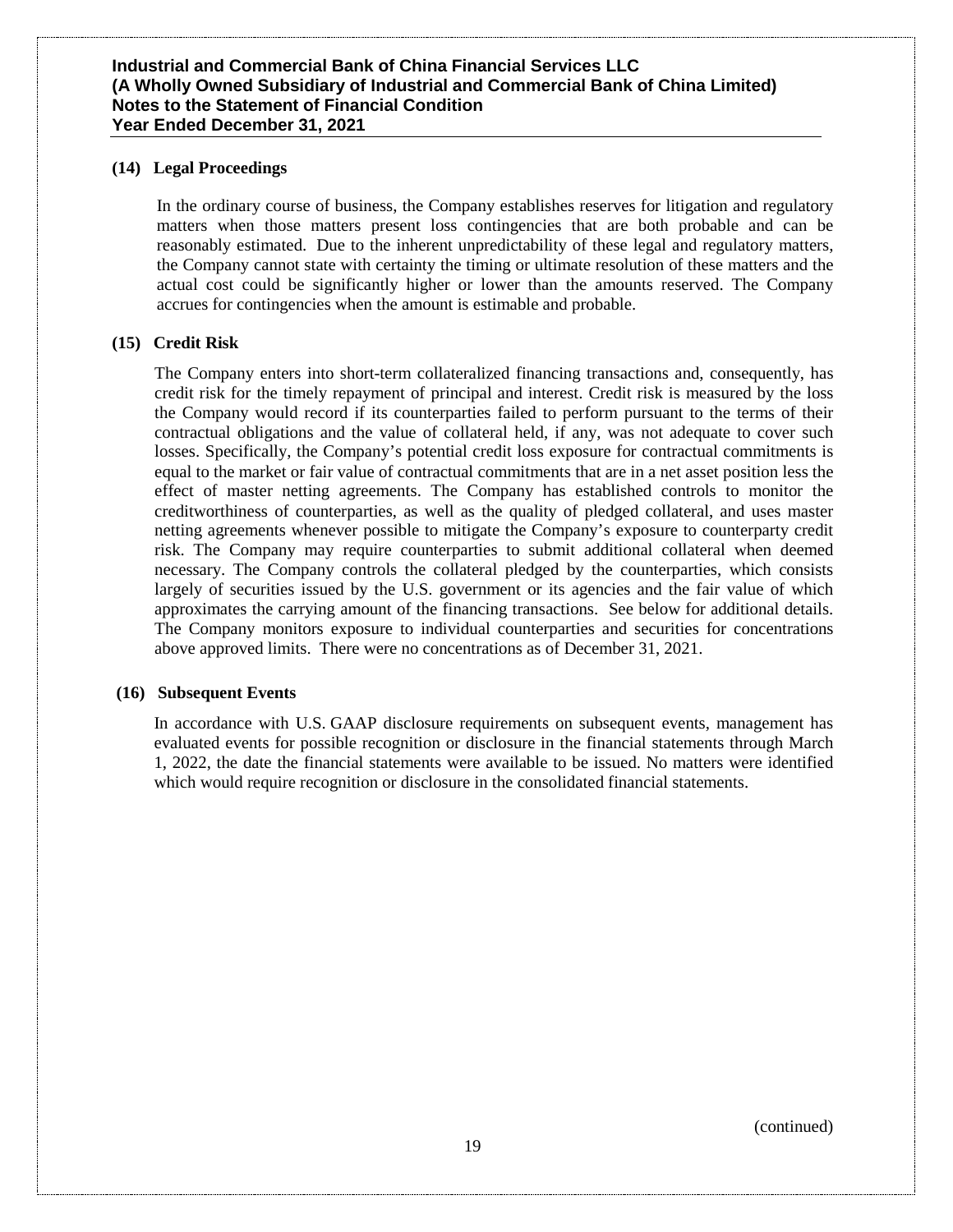### (14) Legal Proceedings

In the ordinary course of business, the Company establishes reserves for litigation and regulatory matters when those matters present loss contingencies that are both probable and can be reasonably estimated. Due to the inherent unpredictability of these legal and regulatory matters, the Company cannot state with certainty the timing or ultimate resolution of these matters and the actual cost could be significantly higher or lower than the amounts reserved. The Company accrues for contingencies when the amount is estimable and probable.

### (15) Credit Risk

The Company enters into short-term collateralized financing transactions and, consequently, has credit risk for the timely repayment of principal and interest. Credit risk is measured by the loss the Company would record if its counterparties failed to perform pursuant to the terms of their contractual obligations and the value of collateral held, if any, was not adequate to cover such losses. Specifically, the Company's potential credit loss exposure for contractual commitments is equal to the market or fair value of contractual commitments that are in a net asset position less the effect of master netting agreements. The Company has established controls to monitor the creditworthiness of counterparties, as well as the quality of pledged collateral, and uses master netting agreements whenever possible to mitigate the Company's exposure to counterparty credit risk. The Company may require counterparties to submit additional collateral when deemed necessary. The Company controls the collateral pledged by the counterparties, which consists largely of securities issued by the U.S. government or its agencies and the fair value of which approximates the carrying amount of the financing transactions. See below for additional details. The Company monitors exposure to individual counterparties and securities for concentrations above approved limits. There were no concentrations as of December 31, 2021.

### (16) Subsequent Events

In accordance with U.S. GAAP disclosure requirements on subsequent events, management has evaluated events for possible recognition or disclosure in the financial statements through March 1, 2022, the date the financial statements were available to be issued. No matters were identified which would require recognition or disclosure in the consolidated financial statements.